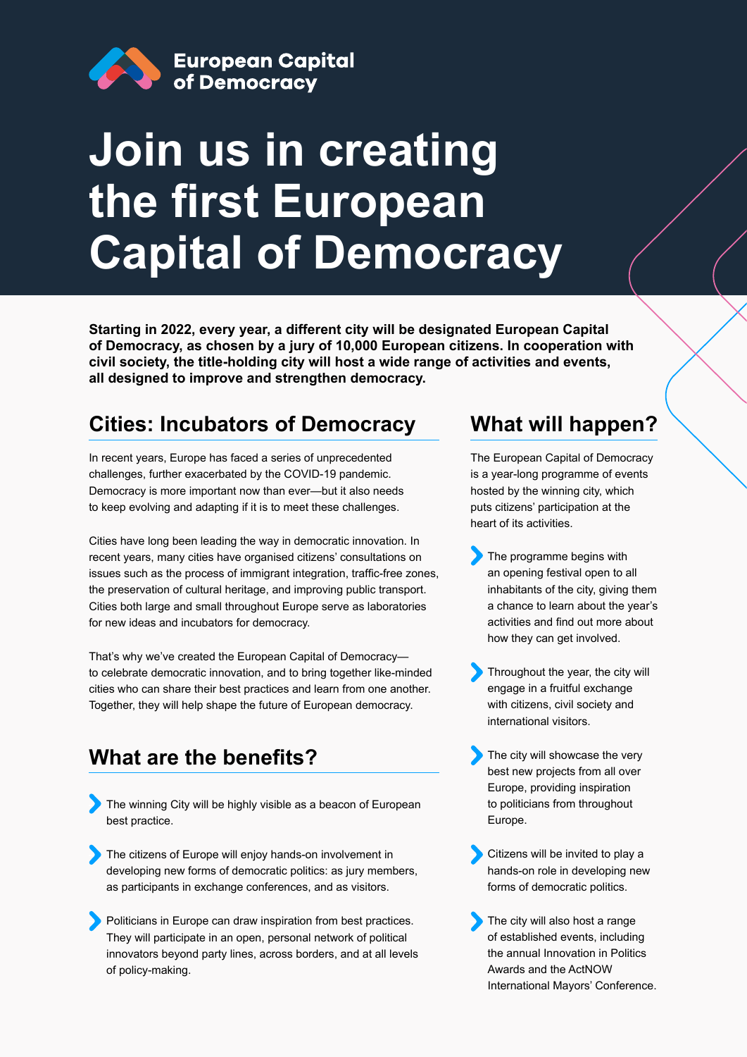European Capital of Democracy

# Join us in creating the first European Capital of Democracy

**Starting in 2022, every year, a different city will be designated European Capital of Democracy, as chosen by a jury of 10,000 European citizens. In cooperation with civil society, the title-holding city will host a wide range of activities and events, all designed to improve and strengthen democracy.**

## Cities: Incubators of Democracy

In recent years, Europe has faced a series of unprecedented challenges, further exacerbated by the COVID-19 pandemic. Democracy is more important now than ever—but it also needs to keep evolving and adapting if it is to meet these challenges.

Cities have long been leading the way in democratic innovation. In recent years, many cities have organised citizens' consultations on issues such as the process of immigrant integration, traffic-free zones, the preservation of cultural heritage, and improving public transport. Cities both large and small throughout Europe serve as laboratories for new ideas and incubators for democracy.

That's why we've created the European Capital of Democracy—to celebrate democratic innovation, and to bring together like-minded cities who can share their best practices and learn from one another. Together, they will help shape the future of European democracy.

## What are the benefits?

- The winning City will be highly visible as a beacon of European best practice.
- The citizens of Europe will enjoy hands-on involvement in developing new forms of democratic politics: as jury members, as participants in exchange conferences, and as visitors.
- Politicians in Europe can draw inspiration from best practices. They will participate in an open, personal network of political innovators beyond party lines, across borders, and at all levels of policy-making.

## What will happen?

The European Capital of Democracy is a year-long programme of events hosted by the winning city, which puts citizens' participation at the heart of its activities.

- The programme begins with an opening festival open to all inhabitants of the city, giving them a chance to learn about the year's activities and find out more about how they can get involved.
- Throughout the year, the city will engage in a fruitful exchange with citizens, civil society and international visitors.
- The city will showcase the very best new projects from all over Europe, providing inspiration to politicians from throughout Europe.
- Citizens will be invited to play a hands-on role in developing new forms of democratic politics.
- The city will also host a range of established events, including the annual Innovation in Politics Awards and the ActNOW International Mayors' Conference.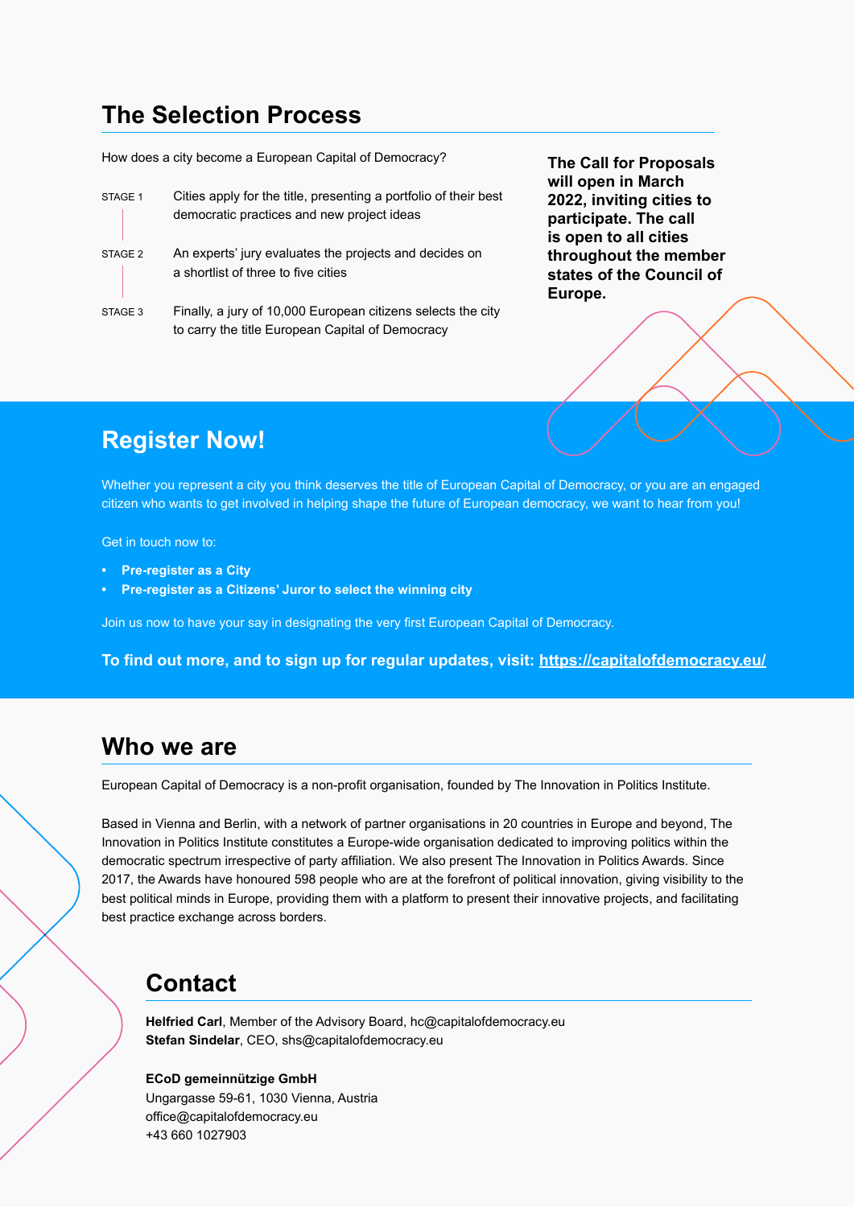## The Selection Process

How does a city become a European Capital of Democracy?

STAGE 1 Cities apply for the title, presenting a portfolio of their best democratic practices and new project ideas

STAGE 2 An experts' jury evaluates the projects and decides on a shortlist of three to five cities

STAGE 3 Finally, a jury of 10,000 European citizens selects the city to carry the title European Capital of Democracy

**The Call for Proposals will open in March 2022, inviting cities to participate. The call is open to all cities throughout the member states of the Council of Europe.**

## Register Now!

Whether you represent a city you think deserves the title of European Capital of Democracy, or you are an engaged citizen who wants to get involved in helping shape the future of European democracy, we want to hear from you!

Get in touch now to:

- **Pre-register as a City**
- **Pre-register as a Citizens' Juror to select the winning city**

Join us now to have your say in designating the very first European Capital of Democracy.

**To find out more, and to sign up for regular updates, visit: https://capitalofdemocracy.eu/**

## Who we are

European Capital of Democracy is a non-profit organisation, founded by The Innovation in Politics Institute.

Based in Vienna and Berlin, with a network of partner organisations in 20 countries in Europe and beyond, The Innovation in Politics Institute constitutes a Europe-wide organisation dedicated to improving politics within the democratic spectrum irrespective of party affiliation. We also present The Innovation in Politics Awards. Since 2017, the Awards have honoured 598 people who are at the forefront of political innovation, giving visibility to the best political minds in Europe, providing them with a platform to present their innovative projects, and facilitating best practice exchange across borders.

## Contact

**Helfried Carl**, Member of the Advisory Board, hc@capitalofdemocracy.eu
**Stefan Sindelar**, CEO, shs@capitalofdemocracy.eu

**ECoD gemeinnützige GmbH**
Ungargasse 59-61, 1030 Vienna, Austria
office@capitalofdemocracy.eu
+43 660 1027903